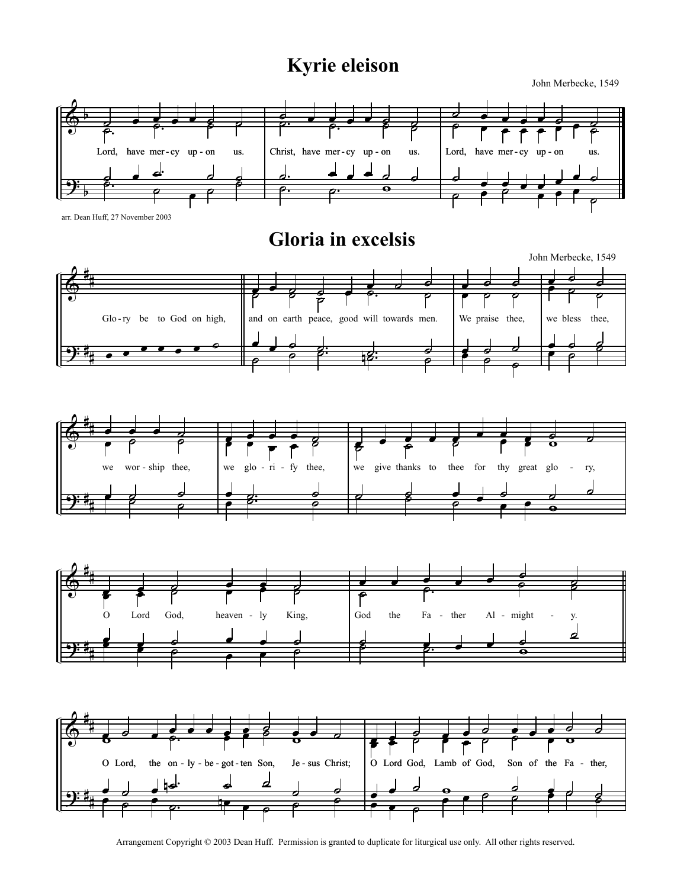# Kyrie eleison

John Merbecke, 1549

Lord, have mer - cy up - on us. Christ, have mer - cy up - on us. Lord, have mer - cy up - on us.

arr. Dean Huff, 27 November 2003

# Gloria in excelsis

John Merbecke, 1549

Glo - ry be to God on high, and on earth peace, good will towards men. We praise thee, we bless thee,

we wor - ship thee, we glo - ri - fy thee, we give thanks to thee for thy great glo - ry,

O Lord God, heaven - ly King, God the Fa - ther Al - might - y.

O Lord, the on - ly - be - got - ten Son, Je - sus Christ; O Lord God, Lamb of God, Son of the Fa - ther,

Arrangement Copyright © 2003 Dean Huff. Permission is granted to duplicate for liturgical use only. All other rights reserved.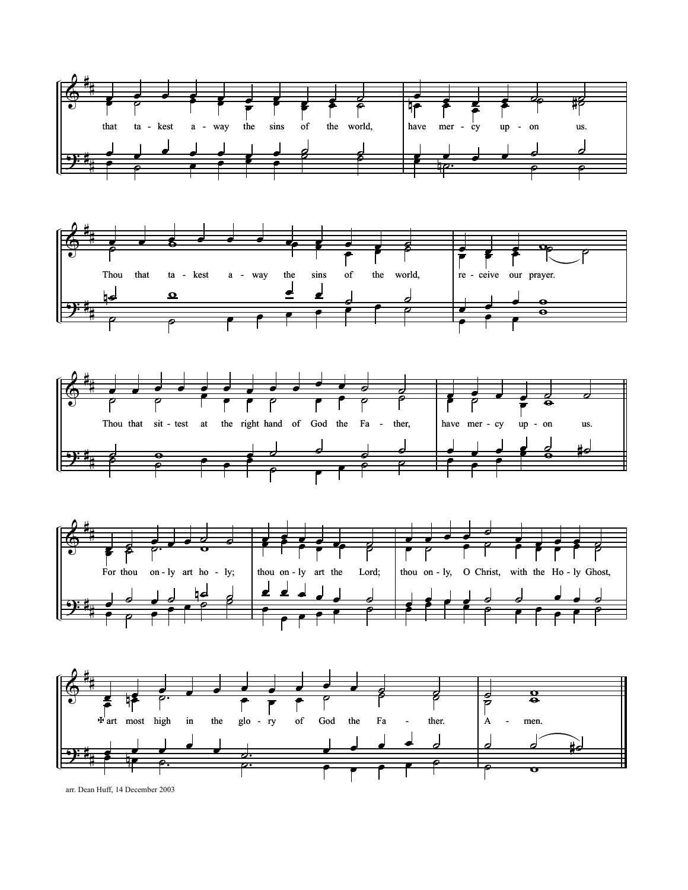that ta - kest a - way the sins of the world, have mer - cy up - on us.

Thou that ta - kest a - way the sins of the world, re - ceive our prayer.

Thou that sit - test at the right hand of God the Fa - ther, have mer - cy up - on us.

For thou on - ly art ho - ly; thou on - ly art the Lord; thou on - ly, O Christ, with the Ho - ly Ghost,

✠ art most high in the glo - ry of God the Fa - ther. A - men.

arr. Dean Huff, 14 December 2003